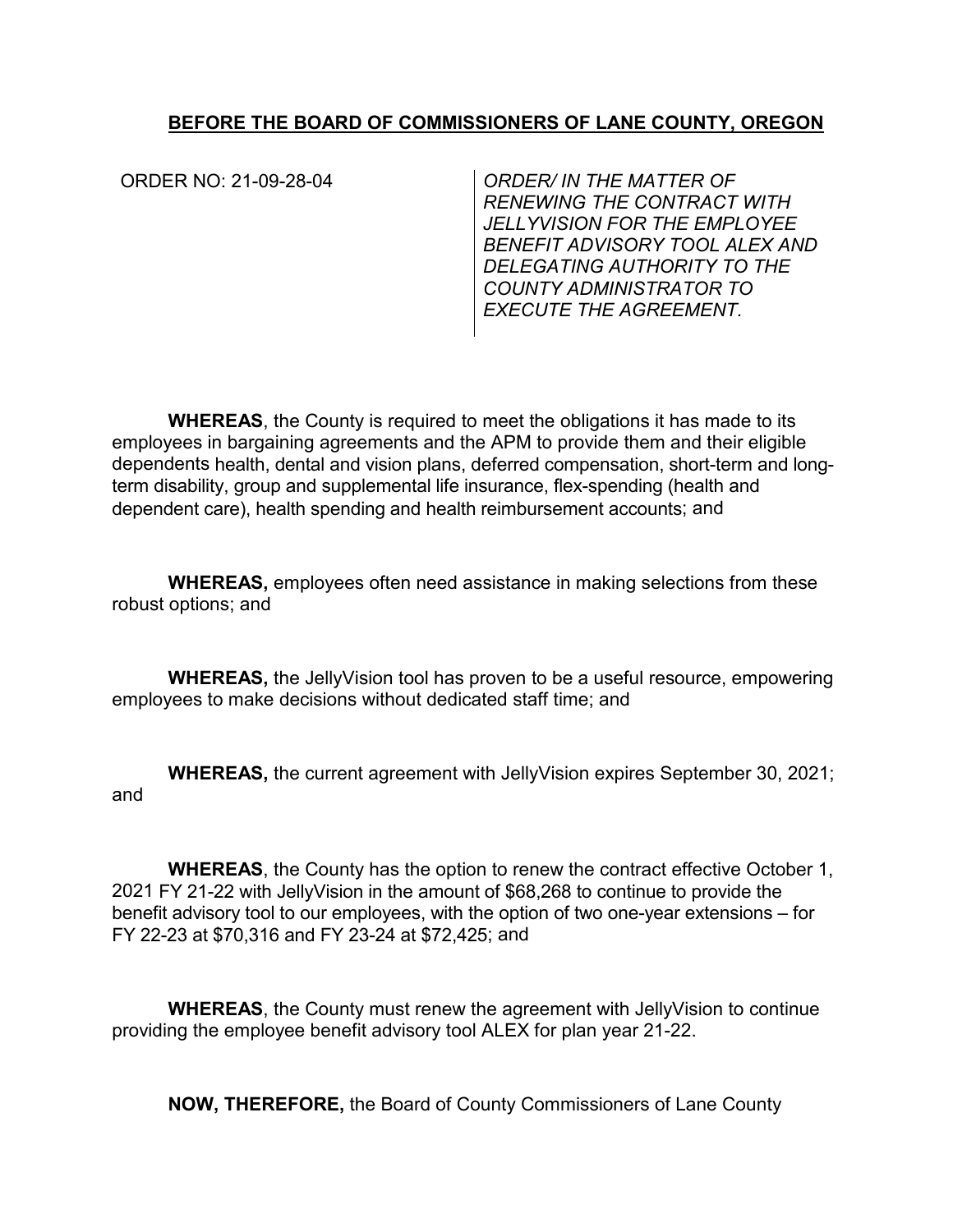**BEFORE THE BOARD OF COMMISSIONERS OF LANE COUNTY, OREGON**

ORDER NO: 21-09-28-04

*ORDER/ IN THE MATTER OF RENEWING THE CONTRACT WITH JELLYVISION FOR THE EMPLOYEE BENEFIT ADVISORY TOOL ALEX AND DELEGATING AUTHORITY TO THE COUNTY ADMINISTRATOR TO EXECUTE THE AGREEMENT.*

**WHEREAS**, the County is required to meet the obligations it has made to its employees in bargaining agreements and the APM to provide them and their eligible dependents health, dental and vision plans, deferred compensation, short-term and long-term disability, group and supplemental life insurance, flex-spending (health and dependent care), health spending and health reimbursement accounts; and

**WHEREAS,** employees often need assistance in making selections from these robust options; and

**WHEREAS,** the JellyVision tool has proven to be a useful resource, empowering employees to make decisions without dedicated staff time; and

**WHEREAS,** the current agreement with JellyVision expires September 30, 2021; and

**WHEREAS**, the County has the option to renew the contract effective October 1, 2021 FY 21-22 with JellyVision in the amount of $68,268 to continue to provide the benefit advisory tool to our employees, with the option of two one-year extensions – for FY 22-23 at $70,316 and FY 23-24 at $72,425; and

**WHEREAS**, the County must renew the agreement with JellyVision to continue providing the employee benefit advisory tool ALEX for plan year 21-22.

**NOW, THEREFORE,** the Board of County Commissioners of Lane County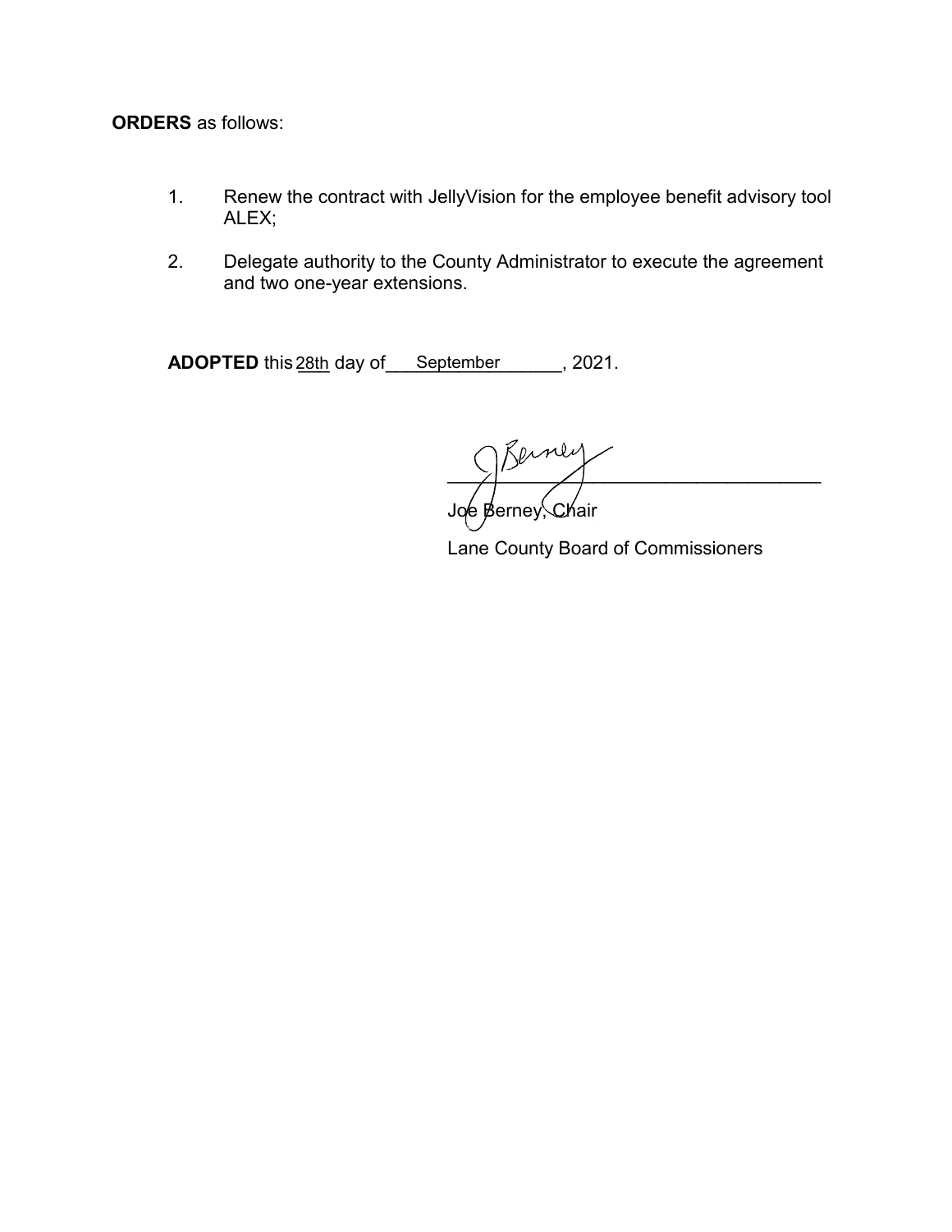**ORDERS** as follows:

1. Renew the contract with JellyVision for the employee benefit advisory tool ALEX;

2. Delegate authority to the County Administrator to execute the agreement and two one-year extensions.

**ADOPTED** this 28th day of September, 2021.

Joe Berney, Chair

Lane County Board of Commissioners